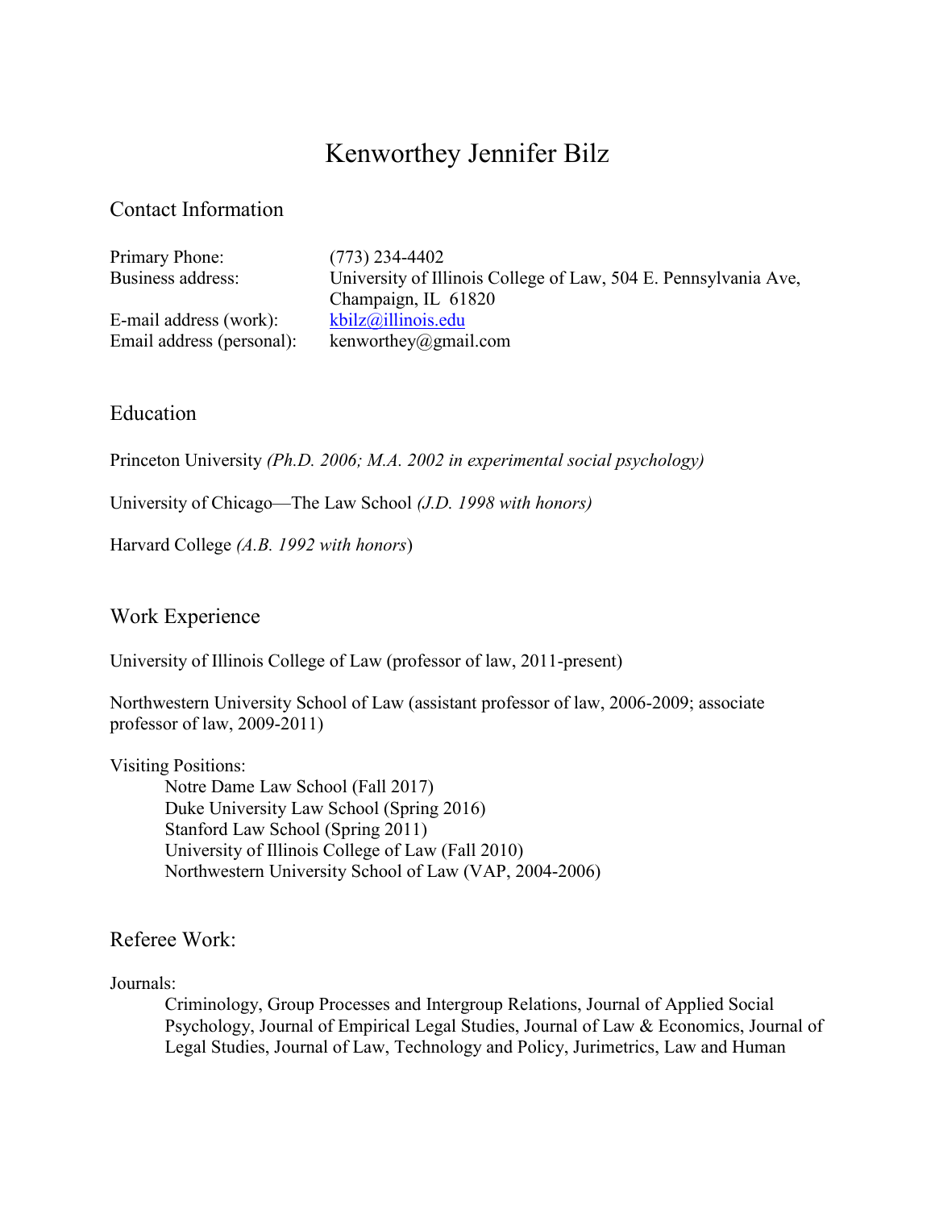# Kenworthey Jennifer Bilz

## Contact Information

Primary Phone: (773) 234-4402
Business address: University of Illinois College of Law, 504 E. Pennsylvania Ave, Champaign, IL 61820
E-mail address (work): kbilz@illinois.edu
Email address (personal): kenworthey@gmail.com

## Education

Princeton University *(Ph.D. 2006; M.A. 2002 in experimental social psychology)*

University of Chicago—The Law School *(J.D. 1998 with honors)*

Harvard College *(A.B. 1992 with honors)*

## Work Experience

University of Illinois College of Law (professor of law, 2011-present)

Northwestern University School of Law (assistant professor of law, 2006-2009; associate professor of law, 2009-2011)

Visiting Positions:

- Notre Dame Law School (Fall 2017)
- Duke University Law School (Spring 2016)
- Stanford Law School (Spring 2011)
- University of Illinois College of Law (Fall 2010)
- Northwestern University School of Law (VAP, 2004-2006)

## Referee Work:

Journals:

Criminology, Group Processes and Intergroup Relations, Journal of Applied Social Psychology, Journal of Empirical Legal Studies, Journal of Law & Economics, Journal of Legal Studies, Journal of Law, Technology and Policy, Jurimetrics, Law and Human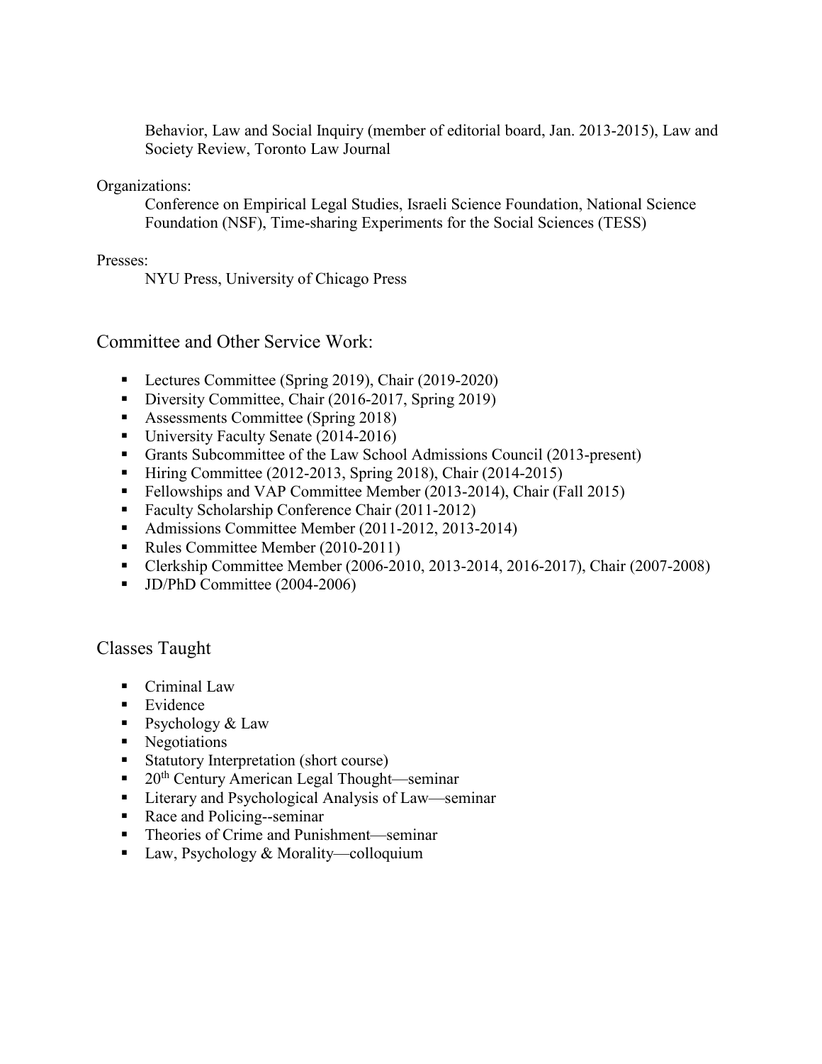Behavior, Law and Social Inquiry (member of editorial board, Jan. 2013-2015), Law and Society Review, Toronto Law Journal

Organizations:

Conference on Empirical Legal Studies, Israeli Science Foundation, National Science Foundation (NSF), Time-sharing Experiments for the Social Sciences (TESS)

Presses:

NYU Press, University of Chicago Press

## Committee and Other Service Work:

- Lectures Committee (Spring 2019), Chair (2019-2020)
- Diversity Committee, Chair (2016-2017, Spring 2019)
- Assessments Committee (Spring 2018)
- University Faculty Senate (2014-2016)
- Grants Subcommittee of the Law School Admissions Council (2013-present)
- Hiring Committee (2012-2013, Spring 2018), Chair (2014-2015)
- Fellowships and VAP Committee Member (2013-2014), Chair (Fall 2015)
- Faculty Scholarship Conference Chair (2011-2012)
- Admissions Committee Member (2011-2012, 2013-2014)
- Rules Committee Member (2010-2011)
- Clerkship Committee Member (2006-2010, 2013-2014, 2016-2017), Chair (2007-2008)
- JD/PhD Committee (2004-2006)

## Classes Taught

- Criminal Law
- Evidence
- Psychology & Law
- Negotiations
- Statutory Interpretation (short course)
- 20th Century American Legal Thought—seminar
- Literary and Psychological Analysis of Law—seminar
- Race and Policing--seminar
- Theories of Crime and Punishment—seminar
- Law, Psychology & Morality—colloquium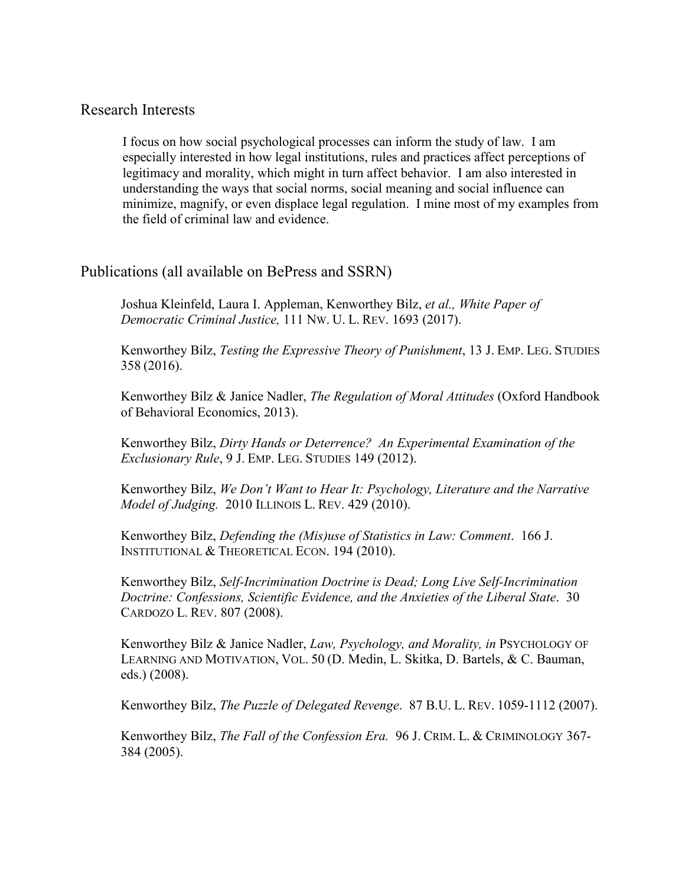## Research Interests

I focus on how social psychological processes can inform the study of law. I am especially interested in how legal institutions, rules and practices affect perceptions of legitimacy and morality, which might in turn affect behavior. I am also interested in understanding the ways that social norms, social meaning and social influence can minimize, magnify, or even displace legal regulation. I mine most of my examples from the field of criminal law and evidence.

## Publications (all available on BePress and SSRN)

Joshua Kleinfeld, Laura I. Appleman, Kenworthey Bilz, *et al., White Paper of Democratic Criminal Justice,* 111 NW. U. L. REV. 1693 (2017).

Kenworthey Bilz, *Testing the Expressive Theory of Punishment*, 13 J. EMP. LEG. STUDIES 358 (2016).

Kenworthey Bilz & Janice Nadler, *The Regulation of Moral Attitudes* (Oxford Handbook of Behavioral Economics, 2013).

Kenworthey Bilz, *Dirty Hands or Deterrence? An Experimental Examination of the Exclusionary Rule*, 9 J. EMP. LEG. STUDIES 149 (2012).

Kenworthey Bilz, *We Don't Want to Hear It: Psychology, Literature and the Narrative Model of Judging.* 2010 ILLINOIS L. REV. 429 (2010).

Kenworthey Bilz, *Defending the (Mis)use of Statistics in Law: Comment*. 166 J. INSTITUTIONAL & THEORETICAL ECON. 194 (2010).

Kenworthey Bilz, *Self-Incrimination Doctrine is Dead; Long Live Self-Incrimination Doctrine: Confessions, Scientific Evidence, and the Anxieties of the Liberal State*. 30 CARDOZO L. REV. 807 (2008).

Kenworthey Bilz & Janice Nadler, *Law, Psychology, and Morality, in* PSYCHOLOGY OF LEARNING AND MOTIVATION, VOL. 50 (D. Medin, L. Skitka, D. Bartels, & C. Bauman, eds.) (2008).

Kenworthey Bilz, *The Puzzle of Delegated Revenge*. 87 B.U. L. REV. 1059-1112 (2007).

Kenworthey Bilz, *The Fall of the Confession Era.* 96 J. CRIM. L. & CRIMINOLOGY 367-384 (2005).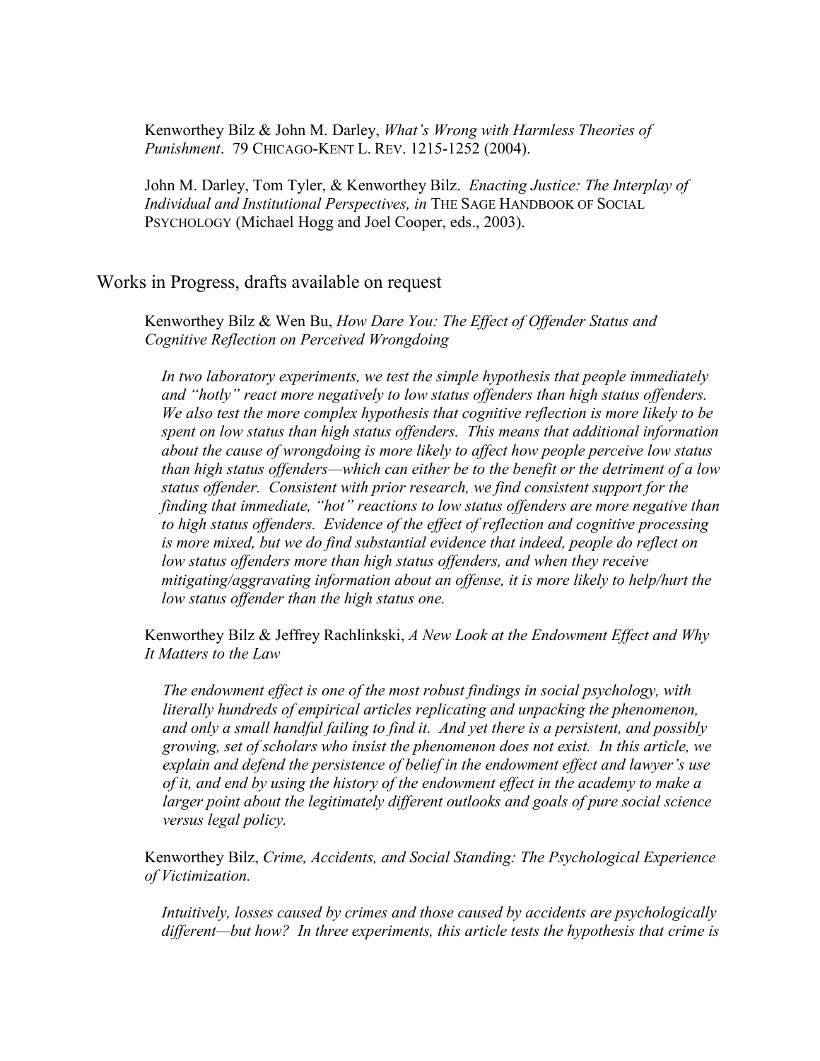Kenworthey Bilz & John M. Darley, *What's Wrong with Harmless Theories of Punishment*. 79 CHICAGO-KENT L. REV. 1215-1252 (2004).

John M. Darley, Tom Tyler, & Kenworthey Bilz. *Enacting Justice: The Interplay of Individual and Institutional Perspectives, in* THE SAGE HANDBOOK OF SOCIAL PSYCHOLOGY (Michael Hogg and Joel Cooper, eds., 2003).

## Works in Progress, drafts available on request

Kenworthey Bilz & Wen Bu, *How Dare You: The Effect of Offender Status and Cognitive Reflection on Perceived Wrongdoing*

*In two laboratory experiments, we test the simple hypothesis that people immediately and "hotly" react more negatively to low status offenders than high status offenders. We also test the more complex hypothesis that cognitive reflection is more likely to be spent on low status than high status offenders. This means that additional information about the cause of wrongdoing is more likely to affect how people perceive low status than high status offenders—which can either be to the benefit or the detriment of a low status offender. Consistent with prior research, we find consistent support for the finding that immediate, "hot" reactions to low status offenders are more negative than to high status offenders. Evidence of the effect of reflection and cognitive processing is more mixed, but we do find substantial evidence that indeed, people do reflect on low status offenders more than high status offenders, and when they receive mitigating/aggravating information about an offense, it is more likely to help/hurt the low status offender than the high status one.*

Kenworthey Bilz & Jeffrey Rachlinkski, *A New Look at the Endowment Effect and Why It Matters to the Law*

*The endowment effect is one of the most robust findings in social psychology, with literally hundreds of empirical articles replicating and unpacking the phenomenon, and only a small handful failing to find it. And yet there is a persistent, and possibly growing, set of scholars who insist the phenomenon does not exist. In this article, we explain and defend the persistence of belief in the endowment effect and lawyer's use of it, and end by using the history of the endowment effect in the academy to make a larger point about the legitimately different outlooks and goals of pure social science versus legal policy.*

Kenworthey Bilz, *Crime, Accidents, and Social Standing: The Psychological Experience of Victimization.*

*Intuitively, losses caused by crimes and those caused by accidents are psychologically different—but how? In three experiments, this article tests the hypothesis that crime is*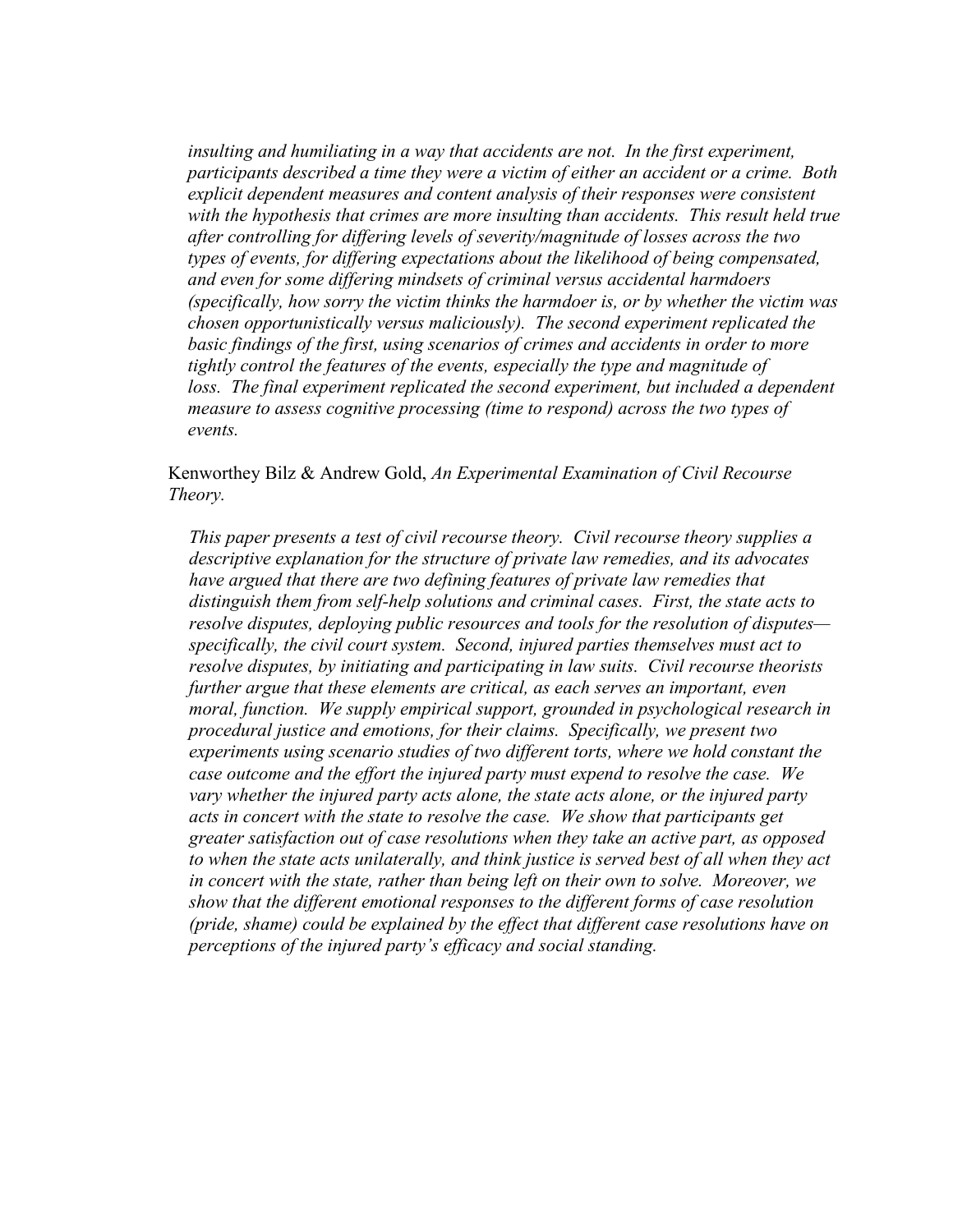*insulting and humiliating in a way that accidents are not. In the first experiment, participants described a time they were a victim of either an accident or a crime. Both explicit dependent measures and content analysis of their responses were consistent with the hypothesis that crimes are more insulting than accidents. This result held true after controlling for differing levels of severity/magnitude of losses across the two types of events, for differing expectations about the likelihood of being compensated, and even for some differing mindsets of criminal versus accidental harmdoers (specifically, how sorry the victim thinks the harmdoer is, or by whether the victim was chosen opportunistically versus maliciously). The second experiment replicated the basic findings of the first, using scenarios of crimes and accidents in order to more tightly control the features of the events, especially the type and magnitude of loss. The final experiment replicated the second experiment, but included a dependent measure to assess cognitive processing (time to respond) across the two types of events.*

Kenworthey Bilz & Andrew Gold, *An Experimental Examination of Civil Recourse Theory.*

*This paper presents a test of civil recourse theory. Civil recourse theory supplies a descriptive explanation for the structure of private law remedies, and its advocates have argued that there are two defining features of private law remedies that distinguish them from self-help solutions and criminal cases. First, the state acts to resolve disputes, deploying public resources and tools for the resolution of disputes—specifically, the civil court system. Second, injured parties themselves must act to resolve disputes, by initiating and participating in law suits. Civil recourse theorists further argue that these elements are critical, as each serves an important, even moral, function. We supply empirical support, grounded in psychological research in procedural justice and emotions, for their claims. Specifically, we present two experiments using scenario studies of two different torts, where we hold constant the case outcome and the effort the injured party must expend to resolve the case. We vary whether the injured party acts alone, the state acts alone, or the injured party acts in concert with the state to resolve the case. We show that participants get greater satisfaction out of case resolutions when they take an active part, as opposed to when the state acts unilaterally, and think justice is served best of all when they act in concert with the state, rather than being left on their own to solve. Moreover, we show that the different emotional responses to the different forms of case resolution (pride, shame) could be explained by the effect that different case resolutions have on perceptions of the injured party's efficacy and social standing.*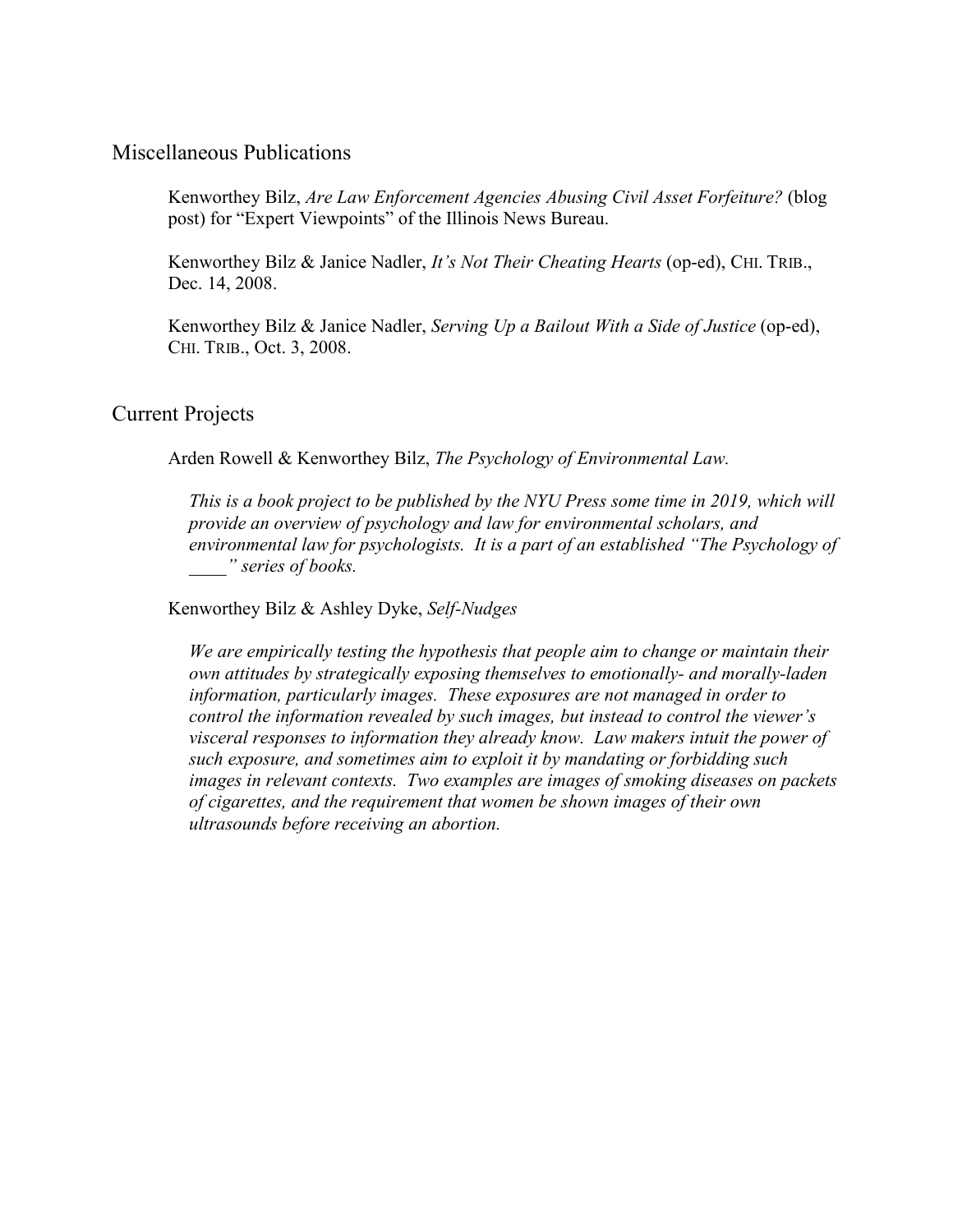## Miscellaneous Publications

Kenworthey Bilz, *Are Law Enforcement Agencies Abusing Civil Asset Forfeiture?* (blog post) for "Expert Viewpoints" of the Illinois News Bureau.

Kenworthey Bilz & Janice Nadler, *It's Not Their Cheating Hearts* (op-ed), CHI. TRIB., Dec. 14, 2008.

Kenworthey Bilz & Janice Nadler, *Serving Up a Bailout With a Side of Justice* (op-ed), CHI. TRIB., Oct. 3, 2008.

## Current Projects

Arden Rowell & Kenworthey Bilz, *The Psychology of Environmental Law.*

*This is a book project to be published by the NYU Press some time in 2019, which will provide an overview of psychology and law for environmental scholars, and environmental law for psychologists. It is a part of an established "The Psychology of ____" series of books.*

Kenworthey Bilz & Ashley Dyke, *Self-Nudges*

*We are empirically testing the hypothesis that people aim to change or maintain their own attitudes by strategically exposing themselves to emotionally- and morally-laden information, particularly images. These exposures are not managed in order to control the information revealed by such images, but instead to control the viewer's visceral responses to information they already know. Law makers intuit the power of such exposure, and sometimes aim to exploit it by mandating or forbidding such images in relevant contexts. Two examples are images of smoking diseases on packets of cigarettes, and the requirement that women be shown images of their own ultrasounds before receiving an abortion.*